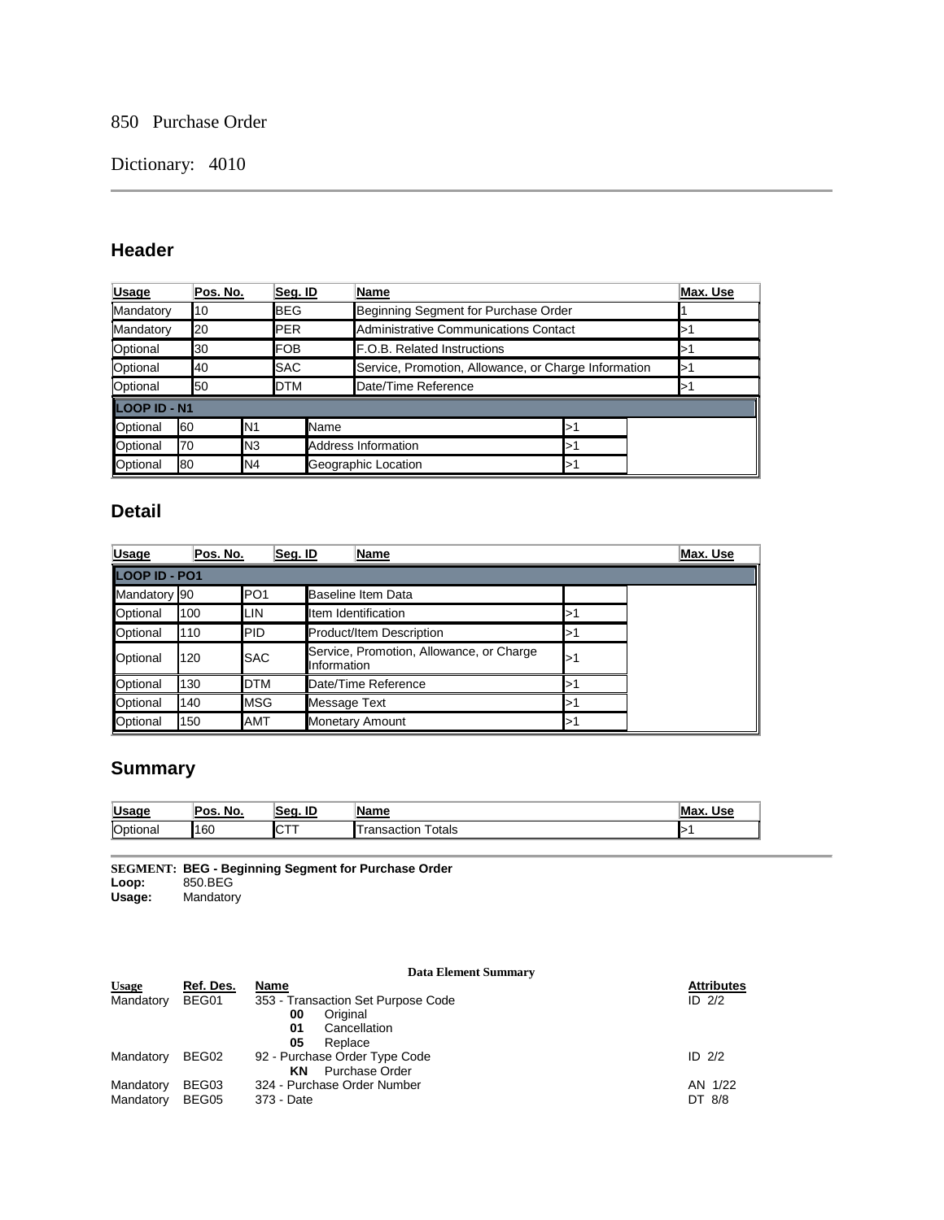850 Purchase Order

Dictionary: 4010

---

## Header

| Usage | Pos. No. | Seg. ID | Name | Max. Use |
|---|---|---|---|---|
| Mandatory | 10 | BEG | Beginning Segment for Purchase Order | 1 |
| Mandatory | 20 | PER | Administrative Communications Contact | >1 |
| Optional | 30 | FOB | F.O.B. Related Instructions | >1 |
| Optional | 40 | SAC | Service, Promotion, Allowance, or Charge Information | >1 |
| Optional | 50 | DTM | Date/Time Reference | >1 |
| **LOOP ID - N1** | | | | |
| Optional | 60 | N1 | Name | >1 |
| Optional | 70 | N3 | Address Information | >1 |
| Optional | 80 | N4 | Geographic Location | >1 |

## Detail

| Usage | Pos. No. | Seg. ID | Name | Max. Use |
|---|---|---|---|---|
| **LOOP ID - PO1** | | | | |
| Mandatory | 90 | PO1 | Baseline Item Data | |
| Optional | 100 | LIN | Item Identification | >1 |
| Optional | 110 | PID | Product/Item Description | >1 |
| Optional | 120 | SAC | Service, Promotion, Allowance, or Charge Information | >1 |
| Optional | 130 | DTM | Date/Time Reference | >1 |
| Optional | 140 | MSG | Message Text | >1 |
| Optional | 150 | AMT | Monetary Amount | >1 |

## Summary

| Usage | Pos. No. | Seg. ID | Name | Max. Use |
|---|---|---|---|---|
| Optional | 160 | CTT | Transaction Totals | >1 |

---

**SEGMENT: BEG - Beginning Segment for Purchase Order**
**Loop:** 850.BEG
**Usage:** Mandatory

**Data Element Summary**

| Usage | Ref. Des. | Name | Attributes |
|---|---|---|---|
| Mandatory | BEG01 | 353 - Transaction Set Purpose Code<br>**00** Original<br>**01** Cancellation<br>**05** Replace | ID 2/2 |
| Mandatory | BEG02 | 92 - Purchase Order Type Code<br>**KN** Purchase Order | ID 2/2 |
| Mandatory | BEG03 | 324 - Purchase Order Number | AN 1/22 |
| Mandatory | BEG05 | 373 - Date | DT 8/8 |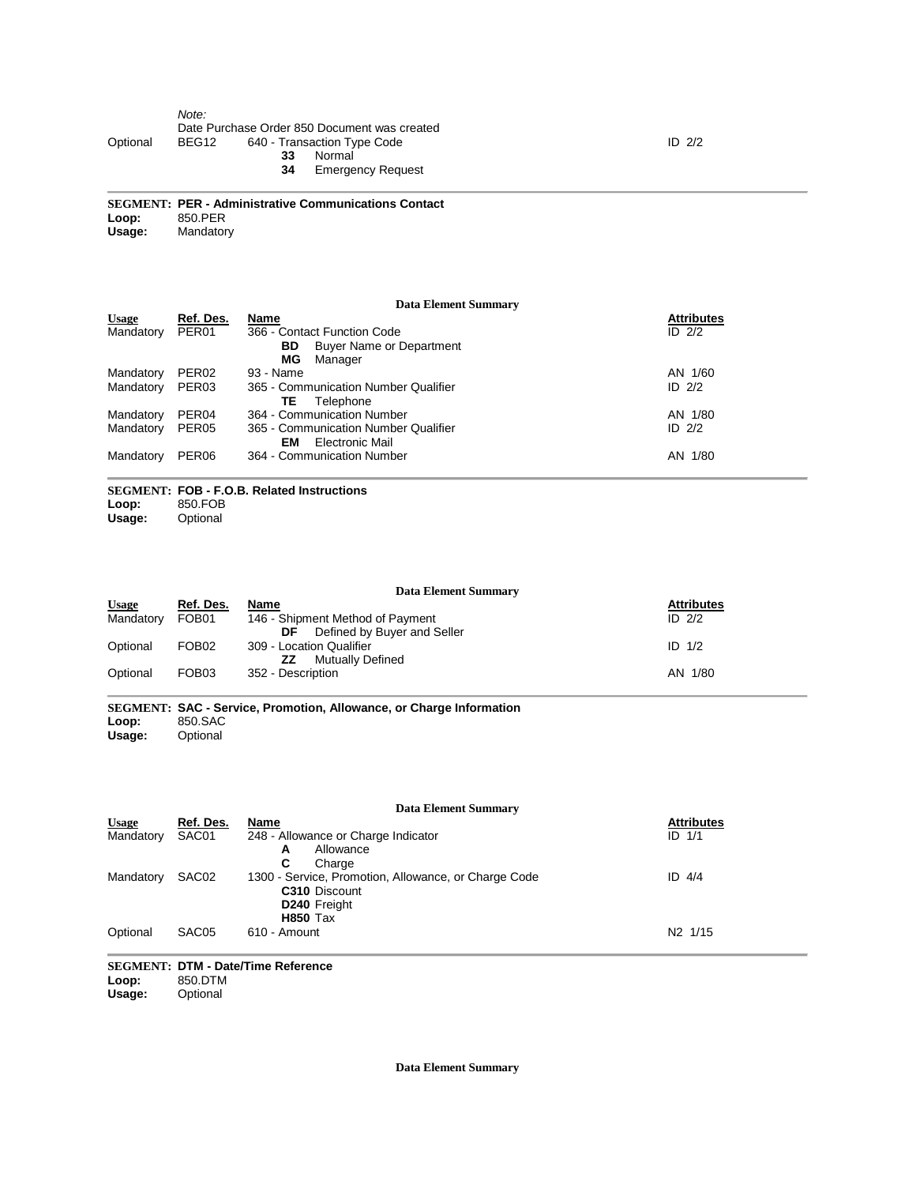| | | *Note:* Date Purchase Order 850 Document was created | |
|---|---|---|---|
| Optional | BEG12 | 640 - Transaction Type Code<br>**33** Normal<br>**34** Emergency Request | ID 2/2 |

---

**SEGMENT: PER - Administrative Communications Contact**
**Loop:** 850.PER
**Usage:** Mandatory

**Data Element Summary**

| Usage | Ref. Des. | Name | Attributes |
|---|---|---|---|
| Mandatory | PER01 | 366 - Contact Function Code<br>**BD** Buyer Name or Department<br>**MG** Manager | ID 2/2 |
| Mandatory | PER02 | 93 - Name | AN 1/60 |
| Mandatory | PER03 | 365 - Communication Number Qualifier<br>**TE** Telephone | ID 2/2 |
| Mandatory | PER04 | 364 - Communication Number | AN 1/80 |
| Mandatory | PER05 | 365 - Communication Number Qualifier<br>**EM** Electronic Mail | ID 2/2 |
| Mandatory | PER06 | 364 - Communication Number | AN 1/80 |

---

**SEGMENT: FOB - F.O.B. Related Instructions**
**Loop:** 850.FOB
**Usage:** Optional

**Data Element Summary**

| Usage | Ref. Des. | Name | Attributes |
|---|---|---|---|
| Mandatory | FOB01 | 146 - Shipment Method of Payment<br>**DF** Defined by Buyer and Seller | ID 2/2 |
| Optional | FOB02 | 309 - Location Qualifier<br>**ZZ** Mutually Defined | ID 1/2 |
| Optional | FOB03 | 352 - Description | AN 1/80 |

---

**SEGMENT: SAC - Service, Promotion, Allowance, or Charge Information**
**Loop:** 850.SAC
**Usage:** Optional

**Data Element Summary**

| Usage | Ref. Des. | Name | Attributes |
|---|---|---|---|
| Mandatory | SAC01 | 248 - Allowance or Charge Indicator<br>**A** Allowance<br>**C** Charge | ID 1/1 |
| Mandatory | SAC02 | 1300 - Service, Promotion, Allowance, or Charge Code<br>**C310** Discount<br>**D240** Freight<br>**H850** Tax | ID 4/4 |
| Optional | SAC05 | 610 - Amount | N2 1/15 |

---

**SEGMENT: DTM - Date/Time Reference**
**Loop:** 850.DTM
**Usage:** Optional

**Data Element Summary**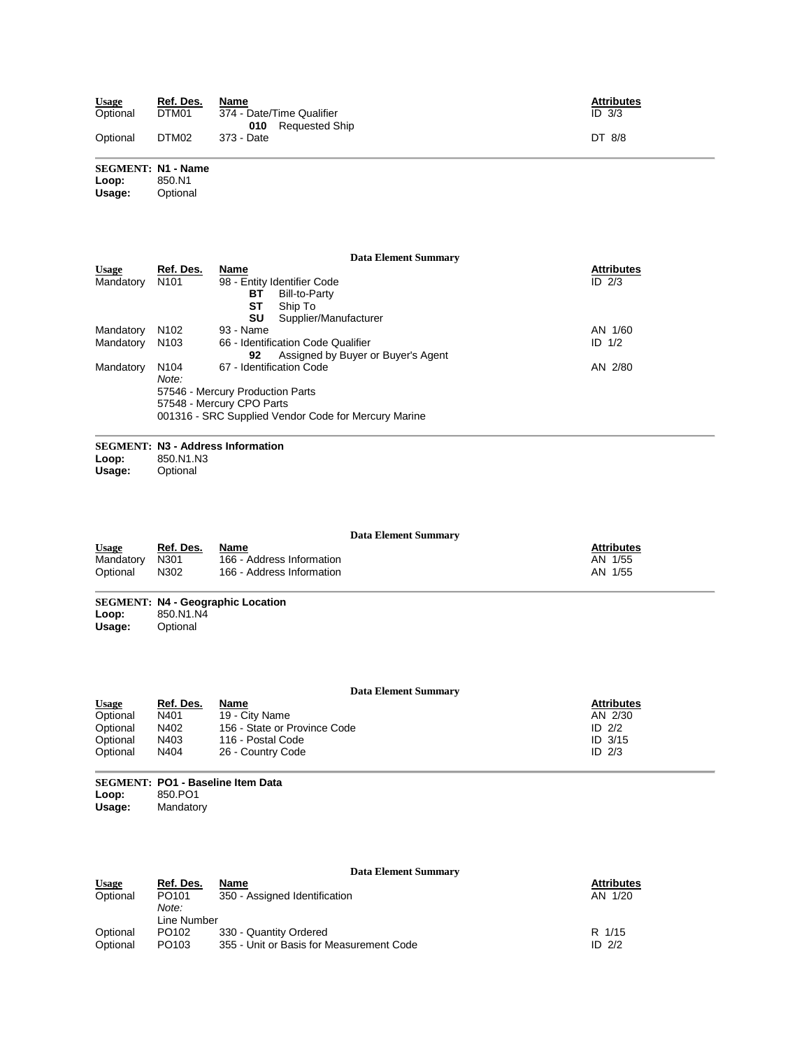| Usage | Ref. Des. | Name | Attributes |
| --- | --- | --- | --- |
| Optional | DTM01 | 374 - Date/Time Qualifier<br>**010** Requested Ship | ID 3/3 |
| Optional | DTM02 | 373 - Date | DT 8/8 |

**SEGMENT: N1 - Name**
**Loop:** 850.N1
**Usage:** Optional

**Data Element Summary**

| Usage | Ref. Des. | Name | Attributes |
| --- | --- | --- | --- |
| Mandatory | N101 | 98 - Entity Identifier Code<br>**BT** Bill-to-Party<br>**ST** Ship To<br>**SU** Supplier/Manufacturer | ID 2/3 |
| Mandatory | N102 | 93 - Name | AN 1/60 |
| Mandatory | N103 | 66 - Identification Code Qualifier<br>**92** Assigned by Buyer or Buyer's Agent | ID 1/2 |
| Mandatory | N104 | 67 - Identification Code | AN 2/80 |

*Note:*
57546 - Mercury Production Parts
57548 - Mercury CPO Parts
001316 - SRC Supplied Vendor Code for Mercury Marine

**SEGMENT: N3 - Address Information**
**Loop:** 850.N1.N3
**Usage:** Optional

**Data Element Summary**

| Usage | Ref. Des. | Name | Attributes |
| --- | --- | --- | --- |
| Mandatory | N301 | 166 - Address Information | AN 1/55 |
| Optional | N302 | 166 - Address Information | AN 1/55 |

**SEGMENT: N4 - Geographic Location**
**Loop:** 850.N1.N4
**Usage:** Optional

**Data Element Summary**

| Usage | Ref. Des. | Name | Attributes |
| --- | --- | --- | --- |
| Optional | N401 | 19 - City Name | AN 2/30 |
| Optional | N402 | 156 - State or Province Code | ID 2/2 |
| Optional | N403 | 116 - Postal Code | ID 3/15 |
| Optional | N404 | 26 - Country Code | ID 2/3 |

**SEGMENT: PO1 - Baseline Item Data**
**Loop:** 850.PO1
**Usage:** Mandatory

**Data Element Summary**

| Usage | Ref. Des. | Name | Attributes |
| --- | --- | --- | --- |
| Optional | PO101 | 350 - Assigned Identification<br>*Note:*<br>Line Number | AN 1/20 |
| Optional | PO102 | 330 - Quantity Ordered | R 1/15 |
| Optional | PO103 | 355 - Unit or Basis for Measurement Code | ID 2/2 |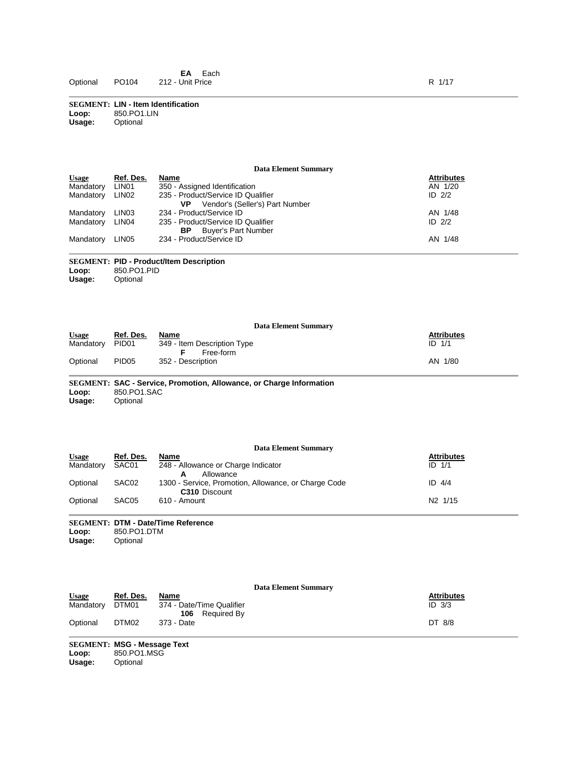| | | | |
|---|---|---|---|
| | | **EA** Each | |
| Optional | PO104 | 212 - Unit Price | R 1/17 |

**SEGMENT: LIN - Item Identification**
**Loop:** 850.PO1.LIN
**Usage:** Optional

**Data Element Summary**

| Usage | Ref. Des. | Name | Attributes |
|---|---|---|---|
| Mandatory | LIN01 | 350 - Assigned Identification | AN 1/20 |
| Mandatory | LIN02 | 235 - Product/Service ID Qualifier<br>**VP** Vendor's (Seller's) Part Number | ID 2/2 |
| Mandatory | LIN03 | 234 - Product/Service ID | AN 1/48 |
| Mandatory | LIN04 | 235 - Product/Service ID Qualifier<br>**BP** Buyer's Part Number | ID 2/2 |
| Mandatory | LIN05 | 234 - Product/Service ID | AN 1/48 |

**SEGMENT: PID - Product/Item Description**
**Loop:** 850.PO1.PID
**Usage:** Optional

**Data Element Summary**

| Usage | Ref. Des. | Name | Attributes |
|---|---|---|---|
| Mandatory | PID01 | 349 - Item Description Type<br>**F** Free-form | ID 1/1 |
| Optional | PID05 | 352 - Description | AN 1/80 |

**SEGMENT: SAC - Service, Promotion, Allowance, or Charge Information**
**Loop:** 850.PO1.SAC
**Usage:** Optional

**Data Element Summary**

| Usage | Ref. Des. | Name | Attributes |
|---|---|---|---|
| Mandatory | SAC01 | 248 - Allowance or Charge Indicator<br>**A** Allowance | ID 1/1 |
| Optional | SAC02 | 1300 - Service, Promotion, Allowance, or Charge Code<br>**C310** Discount | ID 4/4 |
| Optional | SAC05 | 610 - Amount | N2 1/15 |

**SEGMENT: DTM - Date/Time Reference**
**Loop:** 850.PO1.DTM
**Usage:** Optional

**Data Element Summary**

| Usage | Ref. Des. | Name | Attributes |
|---|---|---|---|
| Mandatory | DTM01 | 374 - Date/Time Qualifier<br>**106** Required By | ID 3/3 |
| Optional | DTM02 | 373 - Date | DT 8/8 |

**SEGMENT: MSG - Message Text**
**Loop:** 850.PO1.MSG
**Usage:** Optional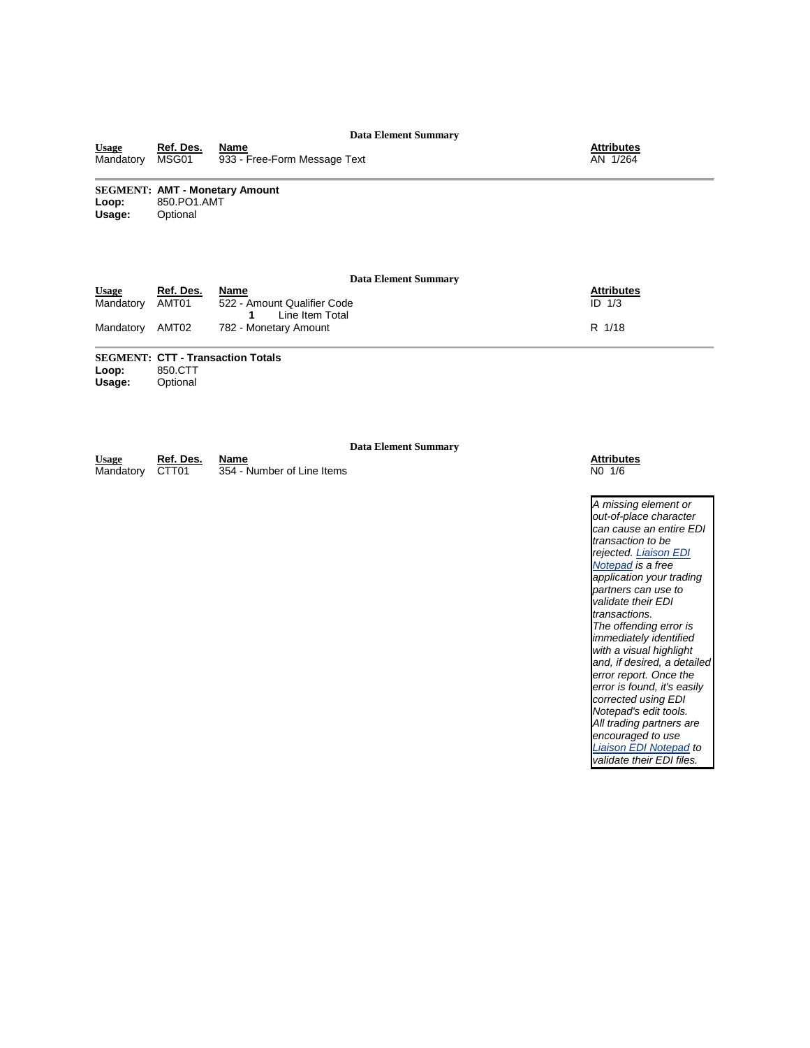**Data Element Summary**

| Usage | Ref. Des. | Name | Attributes |
|---|---|---|---|
| Mandatory | MSG01 | 933 - Free-Form Message Text | AN 1/264 |

**SEGMENT: AMT - Monetary Amount**

**Loop:** 850.PO1.AMT
**Usage:** Optional

**Data Element Summary**

| Usage | Ref. Des. | Name | Attributes |
|---|---|---|---|
| Mandatory | AMT01 | 522 - Amount Qualifier Code<br>**1** Line Item Total | ID 1/3 |
| Mandatory | AMT02 | 782 - Monetary Amount | R 1/18 |

**SEGMENT: CTT - Transaction Totals**

**Loop:** 850.CTT
**Usage:** Optional

**Data Element Summary**

| Usage | Ref. Des. | Name | Attributes |
|---|---|---|---|
| Mandatory | CTT01 | 354 - Number of Line Items | N0 1/6 |

*A missing element or out-of-place character can cause an entire EDI transaction to be rejected. Liaison EDI Notepad is a free application your trading partners can use to validate their EDI transactions. The offending error is immediately identified with a visual highlight and, if desired, a detailed error report. Once the error is found, it's easily corrected using EDI Notepad's edit tools. All trading partners are encouraged to use Liaison EDI Notepad to validate their EDI files.*